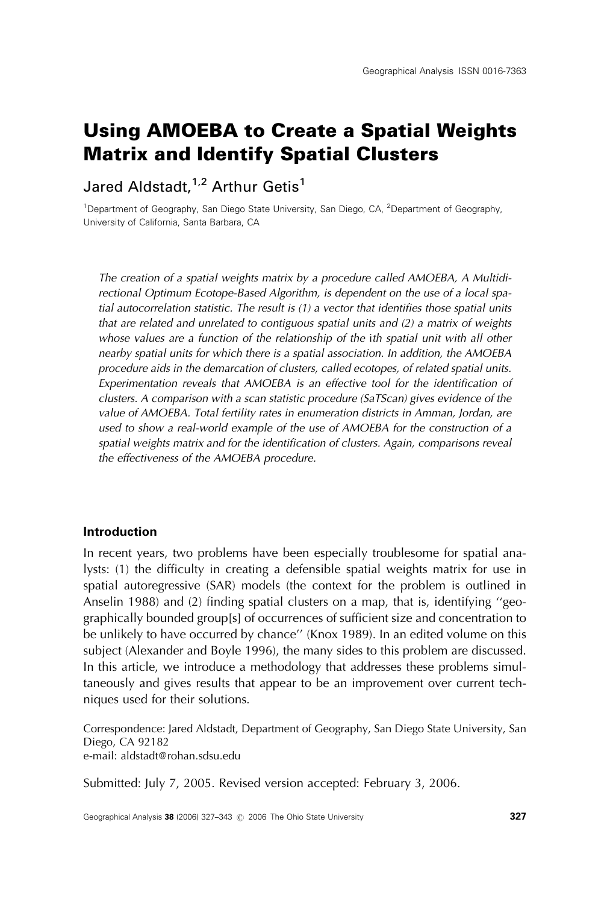# Using AMOEBA to Create a Spatial Weights Matrix and Identify Spatial Clusters

Jared Aldstadt,[1,2] Arthur Getis[1]

[1]Department of Geography, San Diego State University, San Diego, CA, [2]Department of Geography, University of California, Santa Barbara, CA

*The creation of a spatial weights matrix by a procedure called AMOEBA, A Multidirectional Optimum Ecotope-Based Algorithm, is dependent on the use of a local spatial autocorrelation statistic. The result is (1) a vector that identifies those spatial units that are related and unrelated to contiguous spatial units and (2) a matrix of weights whose values are a function of the relationship of the* i*th spatial unit with all other nearby spatial units for which there is a spatial association. In addition, the AMOEBA procedure aids in the demarcation of clusters, called ecotopes, of related spatial units. Experimentation reveals that AMOEBA is an effective tool for the identification of clusters. A comparison with a scan statistic procedure (SaTScan) gives evidence of the value of AMOEBA. Total fertility rates in enumeration districts in Amman, Jordan, are used to show a real-world example of the use of AMOEBA for the construction of a spatial weights matrix and for the identification of clusters. Again, comparisons reveal the effectiveness of the AMOEBA procedure.*

### Introduction

In recent years, two problems have been especially troublesome for spatial analysts: (1) the difficulty in creating a defensible spatial weights matrix for use in spatial autoregressive (SAR) models (the context for the problem is outlined in Anselin 1988) and (2) finding spatial clusters on a map, that is, identifying ''geographically bounded group[s] of occurrences of sufficient size and concentration to be unlikely to have occurred by chance'' (Knox 1989). In an edited volume on this subject (Alexander and Boyle 1996), the many sides to this problem are discussed. In this article, we introduce a methodology that addresses these problems simultaneously and gives results that appear to be an improvement over current techniques used for their solutions.

Correspondence: Jared Aldstadt, Department of Geography, San Diego State University, San Diego, CA 92182
e-mail: aldstadt@rohan.sdsu.edu

Submitted: July 7, 2005. Revised version accepted: February 3, 2006.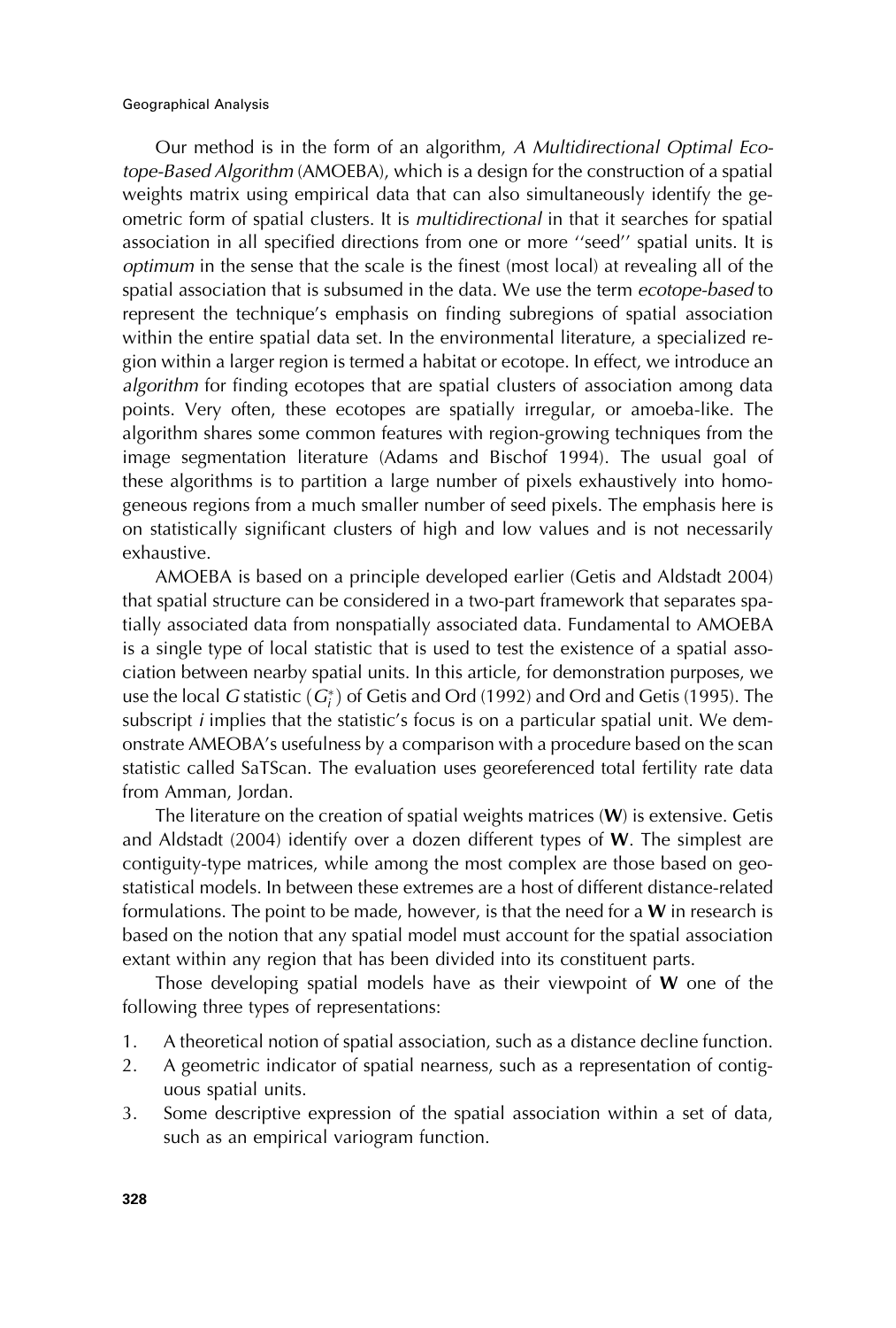Our method is in the form of an algorithm, *A Multidirectional Optimal Ecotope-Based Algorithm* (AMOEBA), which is a design for the construction of a spatial weights matrix using empirical data that can also simultaneously identify the geometric form of spatial clusters. It is *multidirectional* in that it searches for spatial association in all specified directions from one or more ''seed'' spatial units. It is *optimum* in the sense that the scale is the finest (most local) at revealing all of the spatial association that is subsumed in the data. We use the term *ecotope-based* to represent the technique's emphasis on finding subregions of spatial association within the entire spatial data set. In the environmental literature, a specialized region within a larger region is termed a habitat or ecotope. In effect, we introduce an *algorithm* for finding ecotopes that are spatial clusters of association among data points. Very often, these ecotopes are spatially irregular, or amoeba-like. The algorithm shares some common features with region-growing techniques from the image segmentation literature (Adams and Bischof 1994). The usual goal of these algorithms is to partition a large number of pixels exhaustively into homogeneous regions from a much smaller number of seed pixels. The emphasis here is on statistically significant clusters of high and low values and is not necessarily exhaustive.

AMOEBA is based on a principle developed earlier (Getis and Aldstadt 2004) that spatial structure can be considered in a two-part framework that separates spatially associated data from nonspatially associated data. Fundamental to AMOEBA is a single type of local statistic that is used to test the existence of a spatial association between nearby spatial units. In this article, for demonstration purposes, we use the local *G* statistic ($G_i^*$) of Getis and Ord (1992) and Ord and Getis (1995). The subscript *i* implies that the statistic's focus is on a particular spatial unit. We demonstrate AMEOBA's usefulness by a comparison with a procedure based on the scan statistic called SaTScan. The evaluation uses georeferenced total fertility rate data from Amman, Jordan.

The literature on the creation of spatial weights matrices (**W**) is extensive. Getis and Aldstadt (2004) identify over a dozen different types of **W**. The simplest are contiguity-type matrices, while among the most complex are those based on geostatistical models. In between these extremes are a host of different distance-related formulations. The point to be made, however, is that the need for a **W** in research is based on the notion that any spatial model must account for the spatial association extant within any region that has been divided into its constituent parts.

Those developing spatial models have as their viewpoint of **W** one of the following three types of representations:

1. A theoretical notion of spatial association, such as a distance decline function.
2. A geometric indicator of spatial nearness, such as a representation of contiguous spatial units.
3. Some descriptive expression of the spatial association within a set of data, such as an empirical variogram function.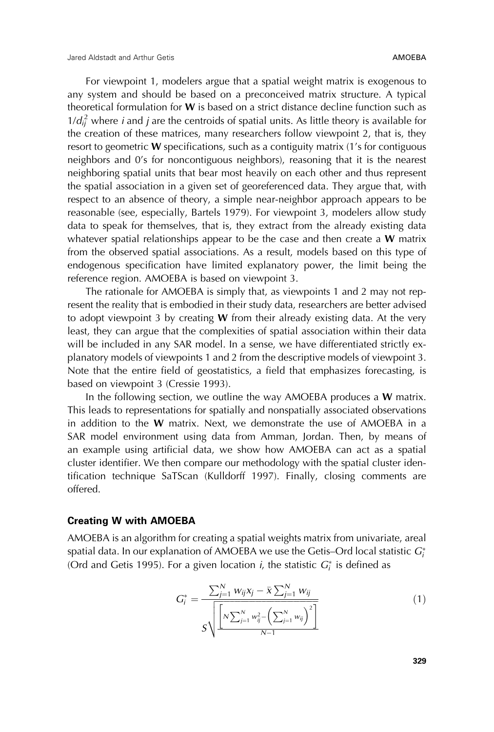For viewpoint 1, modelers argue that a spatial weight matrix is exogenous to any system and should be based on a preconceived matrix structure. A typical theoretical formulation for **W** is based on a strict distance decline function such as $1/d_{ij}^2$ where *i* and *j* are the centroids of spatial units. As little theory is available for the creation of these matrices, many researchers follow viewpoint 2, that is, they resort to geometric **W** specifications, such as a contiguity matrix (1's for contiguous neighbors and 0's for noncontiguous neighbors), reasoning that it is the nearest neighboring spatial units that bear most heavily on each other and thus represent the spatial association in a given set of georeferenced data. They argue that, with respect to an absence of theory, a simple near-neighbor approach appears to be reasonable (see, especially, Bartels 1979). For viewpoint 3, modelers allow study data to speak for themselves, that is, they extract from the already existing data whatever spatial relationships appear to be the case and then create a **W** matrix from the observed spatial associations. As a result, models based on this type of endogenous specification have limited explanatory power, the limit being the reference region. AMOEBA is based on viewpoint 3.

The rationale for AMOEBA is simply that, as viewpoints 1 and 2 may not represent the reality that is embodied in their study data, researchers are better advised to adopt viewpoint 3 by creating **W** from their already existing data. At the very least, they can argue that the complexities of spatial association within their data will be included in any SAR model. In a sense, we have differentiated strictly explanatory models of viewpoints 1 and 2 from the descriptive models of viewpoint 3. Note that the entire field of geostatistics, a field that emphasizes forecasting, is based on viewpoint 3 (Cressie 1993).

In the following section, we outline the way AMOEBA produces a **W** matrix. This leads to representations for spatially and nonspatially associated observations in addition to the **W** matrix. Next, we demonstrate the use of AMOEBA in a SAR model environment using data from Amman, Jordan. Then, by means of an example using artificial data, we show how AMOEBA can act as a spatial cluster identifier. We then compare our methodology with the spatial cluster identification technique SaTScan (Kulldorff 1997). Finally, closing comments are offered.

## Creating W with AMOEBA

AMOEBA is an algorithm for creating a spatial weights matrix from univariate, areal spatial data. In our explanation of AMOEBA we use the Getis–Ord local statistic $G_i^*$ (Ord and Getis 1995). For a given location *i*, the statistic $G_i^*$ is defined as

$$G_i^* = \frac{\sum_{j=1}^{N} w_{ij}x_j - \bar{x}\sum_{j=1}^{N} w_{ij}}{S\sqrt{\frac{\left[N\sum_{j=1}^{N} w_{ij}^2 - \left(\sum_{j=1}^{N} w_{ij}\right)^2\right]}{N-1}}} \tag{1}$$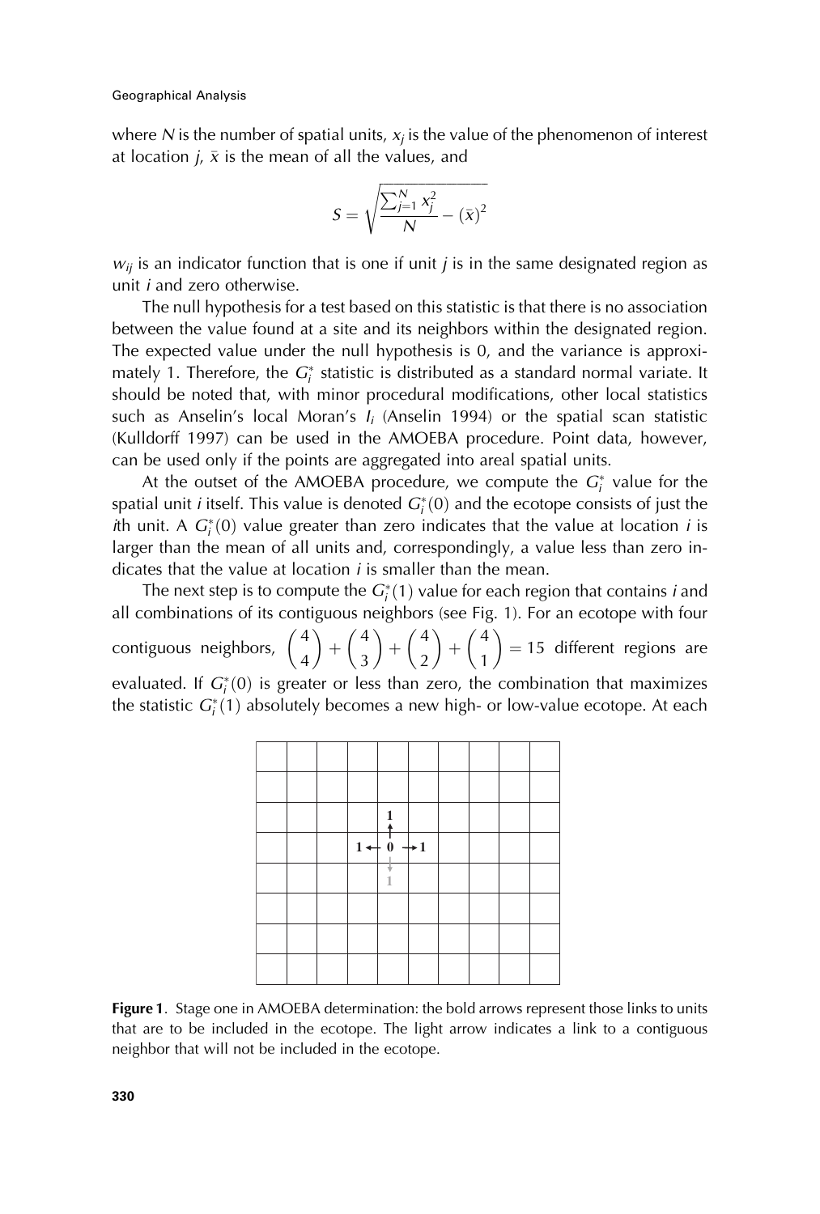where $N$ is the number of spatial units, $x_j$ is the value of the phenomenon of interest at location $j$, $\bar{x}$ is the mean of all the values, and

$$S = \sqrt{\frac{\sum_{j=1}^{N} x_j^2}{N} - (\bar{x})^2}$$

$w_{ij}$ is an indicator function that is one if unit $j$ is in the same designated region as unit $i$ and zero otherwise.

The null hypothesis for a test based on this statistic is that there is no association between the value found at a site and its neighbors within the designated region. The expected value under the null hypothesis is 0, and the variance is approximately 1. Therefore, the $G_i^*$ statistic is distributed as a standard normal variate. It should be noted that, with minor procedural modifications, other local statistics such as Anselin's local Moran's $I_i$ (Anselin 1994) or the spatial scan statistic (Kulldorff 1997) can be used in the AMOEBA procedure. Point data, however, can be used only if the points are aggregated into areal spatial units.

At the outset of the AMOEBA procedure, we compute the $G_i^*$ value for the spatial unit $i$ itself. This value is denoted $G_i^*(0)$ and the ecotope consists of just the $i$th unit. A $G_i^*(0)$ value greater than zero indicates that the value at location $i$ is larger than the mean of all units and, correspondingly, a value less than zero indicates that the value at location $i$ is smaller than the mean.

The next step is to compute the $G_i^*(1)$ value for each region that contains $i$ and all combinations of its contiguous neighbors (see Fig. 1). For an ecotope with four contiguous neighbors, $\binom{4}{4} + \binom{4}{3} + \binom{4}{2} + \binom{4}{1} = 15$ different regions are evaluated. If $G_i^*(0)$ is greater or less than zero, the combination that maximizes the statistic $G_i^*(1)$ absolutely becomes a new high- or low-value ecotope. At each

**Figure 1**. Stage one in AMOEBA determination: the bold arrows represent those links to units that are to be included in the ecotope. The light arrow indicates a link to a contiguous neighbor that will not be included in the ecotope.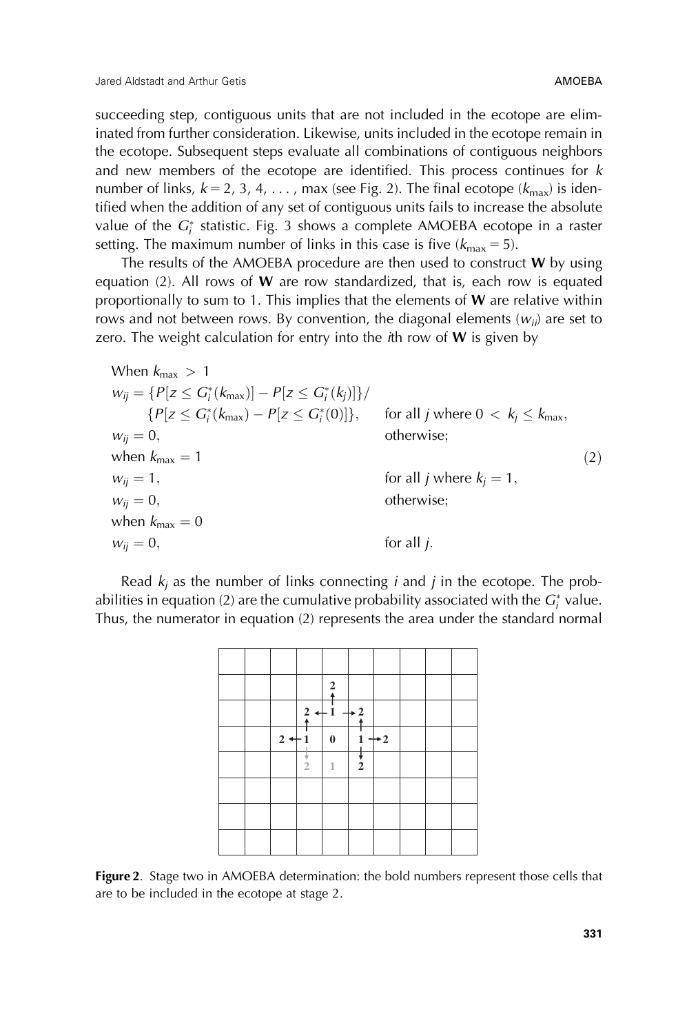succeeding step, contiguous units that are not included in the ecotope are eliminated from further consideration. Likewise, units included in the ecotope remain in the ecotope. Subsequent steps evaluate all combinations of contiguous neighbors and new members of the ecotope are identified. This process continues for $k$ number of links, $k = 2, 3, 4, \ldots$, max (see Fig. 2). The final ecotope ($k_{\max}$) is identified when the addition of any set of contiguous units fails to increase the absolute value of the $G_i^*$ statistic. Fig. 3 shows a complete AMOEBA ecotope in a raster setting. The maximum number of links in this case is five ($k_{\max} = 5$).

The results of the AMOEBA procedure are then used to construct **W** by using equation (2). All rows of **W** are row standardized, that is, each row is equated proportionally to sum to 1. This implies that the elements of **W** are relative within rows and not between rows. By convention, the diagonal elements ($w_{ii}$) are set to zero. The weight calculation for entry into the $i$th row of **W** is given by

$$
\begin{aligned}
&\text{When } k_{\max} > 1 \\
&w_{ij} = \{P[z \le G_i^*(k_{\max})] - P[z \le G_i^*(k_j)]\}/ \\
&\qquad \{P[z \le G_i^*(k_{\max}) - P[z \le G_i^*(0)]\}, && \text{for all } j \text{ where } 0 < k_j \le k_{\max}, \\
&w_{ij} = 0, && \text{otherwise;} \\
&\text{when } k_{\max} = 1 && (2) \\
&w_{ij} = 1, && \text{for all } j \text{ where } k_j = 1, \\
&w_{ij} = 0, && \text{otherwise;} \\
&\text{when } k_{\max} = 0 \\
&w_{ij} = 0, && \text{for all } j.
\end{aligned}
$$

Read $k_j$ as the number of links connecting $i$ and $j$ in the ecotope. The probabilities in equation (2) are the cumulative probability associated with the $G_i^*$ value. Thus, the numerator in equation (2) represents the area under the standard normal

**Figure 2**. Stage two in AMOEBA determination: the bold numbers represent those cells that are to be included in the ecotope at stage 2.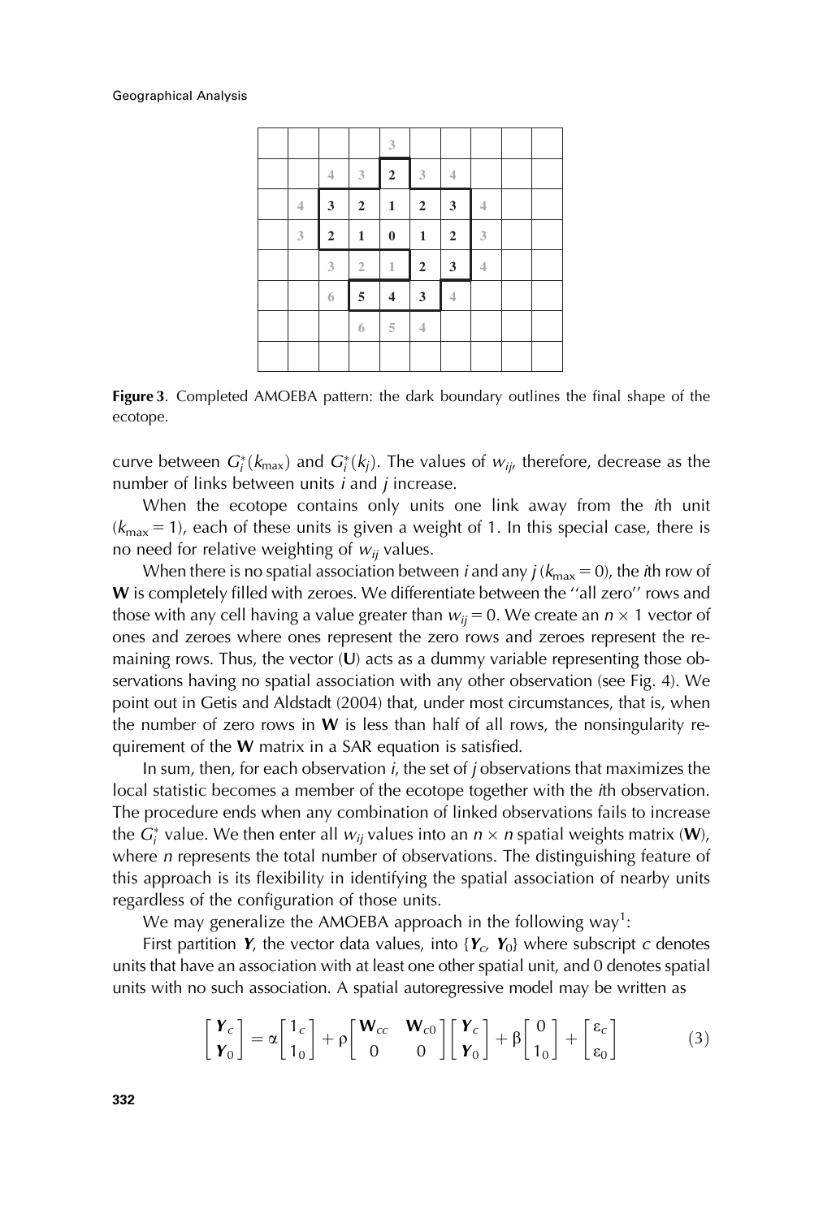|  |  |  |  | 3 |  |  |  |  |  |
|---|---|---|---|---|---|---|---|---|---|
|  |  | 4 | 3 | **2** | 3 | 4 |  |  |  |
|  | 4 | **3** | **2** | **1** | **2** | **3** | 4 |  |  |
|  | 3 | **2** | **1** | **0** | **1** | **2** | 3 |  |  |
|  |  | 3 | 2 | 1 | **2** | **3** | 4 |  |  |
|  |  | 6 | **5** | **4** | **3** | 4 |  |  |  |
|  |  |  | 6 | 5 | 4 |  |  |  |  |
|  |  |  |  |  |  |  |  |  |  |

**Figure 3**. Completed AMOEBA pattern: the dark boundary outlines the final shape of the ecotope.

curve between $G_i^*(k_{\max})$ and $G_i^*(k_j)$. The values of $w_{ij}$, therefore, decrease as the number of links between units $i$ and $j$ increase.

When the ecotope contains only units one link away from the $i$th unit ($k_{\max} = 1$), each of these units is given a weight of 1. In this special case, there is no need for relative weighting of $w_{ij}$ values.

When there is no spatial association between $i$ and any $j$ ($k_{\max} = 0$), the $i$th row of **W** is completely filled with zeroes. We differentiate between the ''all zero'' rows and those with any cell having a value greater than $w_{ij} = 0$. We create an $n \times 1$ vector of ones and zeroes where ones represent the zero rows and zeroes represent the remaining rows. Thus, the vector (**U**) acts as a dummy variable representing those observations having no spatial association with any other observation (see Fig. 4). We point out in Getis and Aldstadt (2004) that, under most circumstances, that is, when the number of zero rows in **W** is less than half of all rows, the nonsingularity requirement of the **W** matrix in a SAR equation is satisfied.

In sum, then, for each observation $i$, the set of $j$ observations that maximizes the local statistic becomes a member of the ecotope together with the $i$th observation. The procedure ends when any combination of linked observations fails to increase the $G_i^*$ value. We then enter all $w_{ij}$ values into an $n \times n$ spatial weights matrix (**W**), where $n$ represents the total number of observations. The distinguishing feature of this approach is its flexibility in identifying the spatial association of nearby units regardless of the configuration of those units.

We may generalize the AMOEBA approach in the following way[1]:

First partition $\boldsymbol{Y}$, the vector data values, into $\{\boldsymbol{Y}_c, \boldsymbol{Y}_0\}$ where subscript $c$ denotes units that have an association with at least one other spatial unit, and 0 denotes spatial units with no such association. A spatial autoregressive model may be written as

$$\begin{bmatrix} \boldsymbol{Y}_c \\ \boldsymbol{Y}_0 \end{bmatrix} = \alpha \begin{bmatrix} 1_c \\ 1_0 \end{bmatrix} + \rho \begin{bmatrix} \mathbf{W}_{cc} & \mathbf{W}_{c0} \\ 0 & 0 \end{bmatrix} \begin{bmatrix} \boldsymbol{Y}_c \\ \boldsymbol{Y}_0 \end{bmatrix} + \beta \begin{bmatrix} 0 \\ 1_0 \end{bmatrix} + \begin{bmatrix} \varepsilon_c \\ \varepsilon_0 \end{bmatrix} \tag{3}$$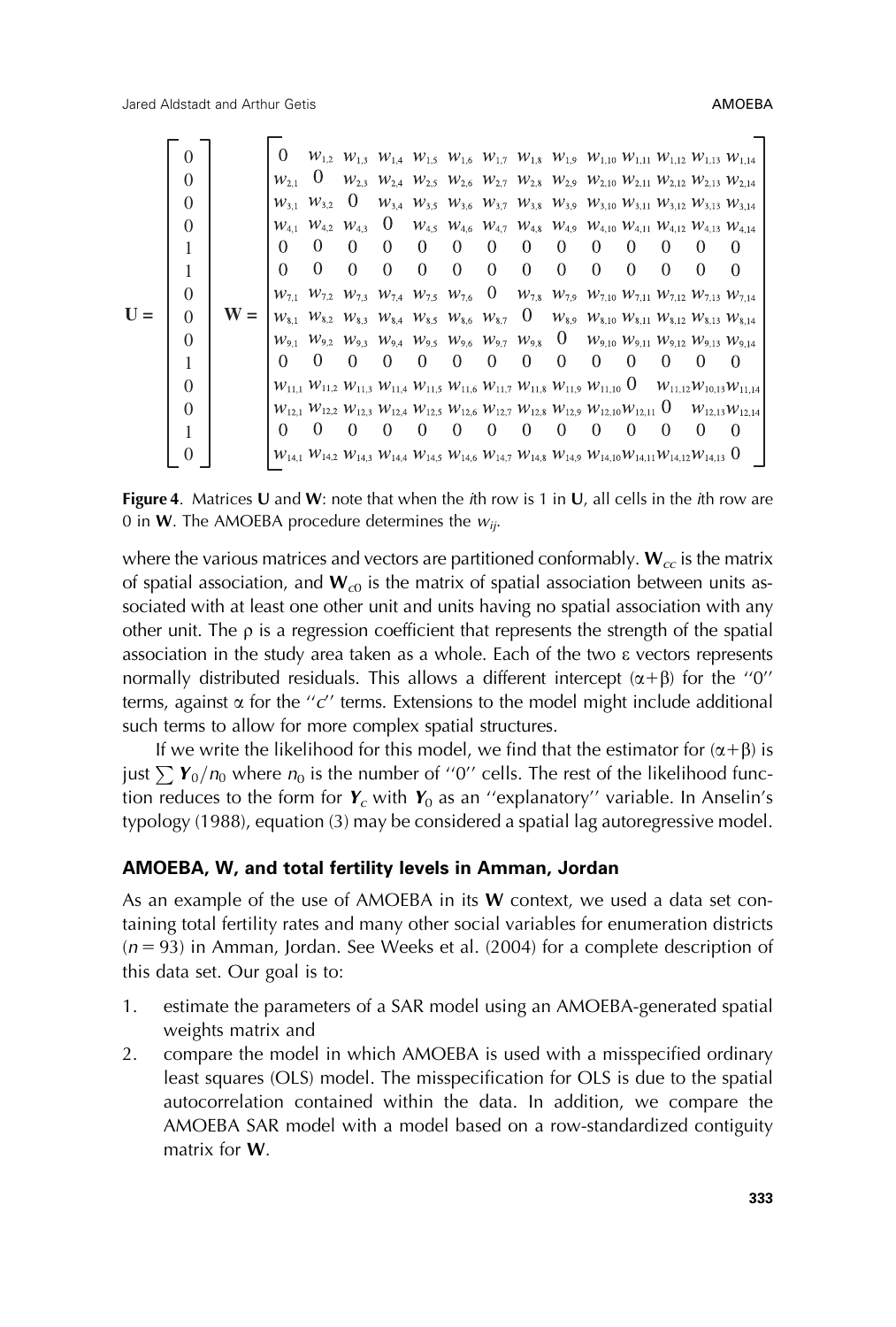$$
\mathbf{U} = \begin{bmatrix} 0 \\ 0 \\ 0 \\ 0 \\ 1 \\ 1 \\ 0 \\ 0 \\ 0 \\ 1 \\ 0 \\ 0 \\ 1 \\ 0 \end{bmatrix} \quad
\mathbf{W} = \begin{bmatrix}
0 & w_{1,2} & w_{1,3} & w_{1,4} & w_{1,5} & w_{1,6} & w_{1,7} & w_{1,8} & w_{1,9} & w_{1,10} & w_{1,11} & w_{1,12} & w_{1,13} & w_{1,14} \\
w_{2,1} & 0 & w_{2,3} & w_{2,4} & w_{2,5} & w_{2,6} & w_{2,7} & w_{2,8} & w_{2,9} & w_{2,10} & w_{2,11} & w_{2,12} & w_{2,13} & w_{2,14} \\
w_{3,1} & w_{3,2} & 0 & w_{3,4} & w_{3,5} & w_{3,6} & w_{3,7} & w_{3,8} & w_{3,9} & w_{3,10} & w_{3,11} & w_{3,12} & w_{3,13} & w_{3,14} \\
w_{4,1} & w_{4,2} & w_{4,3} & 0 & w_{4,5} & w_{4,6} & w_{4,7} & w_{4,8} & w_{4,9} & w_{4,10} & w_{4,11} & w_{4,12} & w_{4,13} & w_{4,14} \\
0 & 0 & 0 & 0 & 0 & 0 & 0 & 0 & 0 & 0 & 0 & 0 & 0 & 0 \\
0 & 0 & 0 & 0 & 0 & 0 & 0 & 0 & 0 & 0 & 0 & 0 & 0 & 0 \\
w_{7,1} & w_{7,2} & w_{7,3} & w_{7,4} & w_{7,5} & w_{7,6} & 0 & w_{7,8} & w_{7,9} & w_{7,10} & w_{7,11} & w_{7,12} & w_{7,13} & w_{7,14} \\
w_{8,1} & w_{8,2} & w_{8,3} & w_{8,4} & w_{8,5} & w_{8,6} & w_{8,7} & 0 & w_{8,9} & w_{8,10} & w_{8,11} & w_{8,12} & w_{8,13} & w_{8,14} \\
w_{9,1} & w_{9,2} & w_{9,3} & w_{9,4} & w_{9,5} & w_{9,6} & w_{9,7} & w_{9,8} & 0 & w_{9,10} & w_{9,11} & w_{9,12} & w_{9,13} & w_{9,14} \\
0 & 0 & 0 & 0 & 0 & 0 & 0 & 0 & 0 & 0 & 0 & 0 & 0 & 0 \\
w_{11,1} & w_{11,2} & w_{11,3} & w_{11,4} & w_{11,5} & w_{11,6} & w_{11,7} & w_{11,8} & w_{11,9} & w_{11,10} & 0 & w_{11,12} & w_{10,13} & w_{11,14} \\
w_{12,1} & w_{12,2} & w_{12,3} & w_{12,4} & w_{12,5} & w_{12,6} & w_{12,7} & w_{12,8} & w_{12,9} & w_{12,10} & w_{12,11} & 0 & w_{12,13} & w_{12,14} \\
0 & 0 & 0 & 0 & 0 & 0 & 0 & 0 & 0 & 0 & 0 & 0 & 0 & 0 \\
w_{14,1} & w_{14,2} & w_{14,3} & w_{14,4} & w_{14,5} & w_{14,6} & w_{14,7} & w_{14,8} & w_{14,9} & w_{14,10} & w_{14,11} & w_{14,12} & w_{14,13} & 0
\end{bmatrix}
$$

**Figure 4**. Matrices **U** and **W**: note that when the *i*th row is 1 in **U**, all cells in the *i*th row are 0 in **W**. The AMOEBA procedure determines the $w_{ij}$.

where the various matrices and vectors are partitioned conformably. $\mathbf{W}_{cc}$ is the matrix of spatial association, and $\mathbf{W}_{c0}$ is the matrix of spatial association between units associated with at least one other unit and units having no spatial association with any other unit. The $\rho$ is a regression coefficient that represents the strength of the spatial association in the study area taken as a whole. Each of the two $\varepsilon$ vectors represents normally distributed residuals. This allows a different intercept $(\alpha+\beta)$ for the "0" terms, against $\alpha$ for the "$c$" terms. Extensions to the model might include additional such terms to allow for more complex spatial structures.

If we write the likelihood for this model, we find that the estimator for $(\alpha+\beta)$ is just $\sum \boldsymbol{Y}_0/n_0$ where $n_0$ is the number of "0" cells. The rest of the likelihood function reduces to the form for $\boldsymbol{Y}_c$ with $\boldsymbol{Y}_0$ as an "explanatory" variable. In Anselin's typology (1988), equation (3) may be considered a spatial lag autoregressive model.

### AMOEBA, W, and total fertility levels in Amman, Jordan

As an example of the use of AMOEBA in its **W** context, we used a data set containing total fertility rates and many other social variables for enumeration districts ($n = 93$) in Amman, Jordan. See Weeks et al. (2004) for a complete description of this data set. Our goal is to:

1. estimate the parameters of a SAR model using an AMOEBA-generated spatial weights matrix and
2. compare the model in which AMOEBA is used with a misspecified ordinary least squares (OLS) model. The misspecification for OLS is due to the spatial autocorrelation contained within the data. In addition, we compare the AMOEBA SAR model with a model based on a row-standardized contiguity matrix for **W**.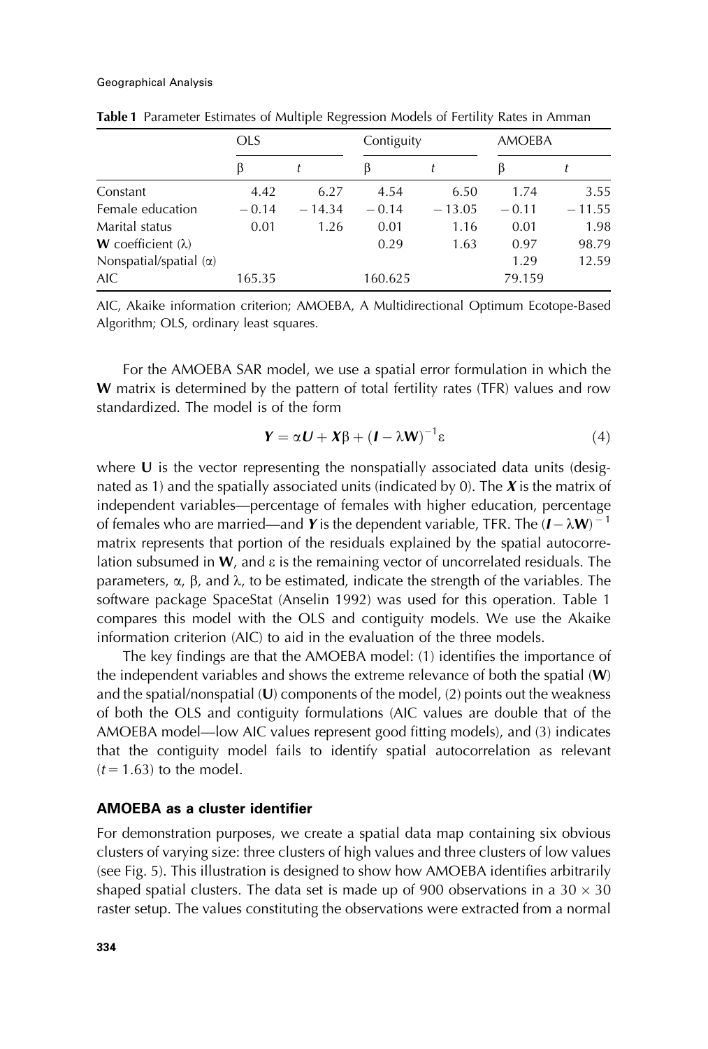**Table 1** Parameter Estimates of Multiple Regression Models of Fertility Rates in Amman

| | OLS | | Contiguity | | AMOEBA | |
|---|---|---|---|---|---|---|
| | β | *t* | β | *t* | β | *t* |
| Constant | 4.42 | 6.27 | 4.54 | 6.50 | 1.74 | 3.55 |
| Female education | −0.14 | −14.34 | −0.14 | −13.05 | −0.11 | −11.55 |
| Marital status | 0.01 | 1.26 | 0.01 | 1.16 | 0.01 | 1.98 |
| **W** coefficient (λ) | | | 0.29 | 1.63 | 0.97 | 98.79 |
| Nonspatial/spatial (α) | | | | | 1.29 | 12.59 |
| AIC | 165.35 | | 160.625 | | 79.159 | |

AIC, Akaike information criterion; AMOEBA, A Multidirectional Optimum Ecotope-Based Algorithm; OLS, ordinary least squares.

For the AMOEBA SAR model, we use a spatial error formulation in which the **W** matrix is determined by the pattern of total fertility rates (TFR) values and row standardized. The model is of the form

$$\boldsymbol{Y} = \alpha \boldsymbol{U} + \boldsymbol{X}\beta + (\boldsymbol{I} - \lambda \mathbf{W})^{-1}\varepsilon \tag{4}$$

where **U** is the vector representing the nonspatially associated data units (designated as 1) and the spatially associated units (indicated by 0). The ***X*** is the matrix of independent variables—percentage of females with higher education, percentage of females who are married—and ***Y*** is the dependent variable, TFR. The $(\boldsymbol{I} - \lambda\mathbf{W})^{-1}$ matrix represents that portion of the residuals explained by the spatial autocorrelation subsumed in **W**, and ε is the remaining vector of uncorrelated residuals. The parameters, α, β, and λ, to be estimated, indicate the strength of the variables. The software package SpaceStat (Anselin 1992) was used for this operation. Table 1 compares this model with the OLS and contiguity models. We use the Akaike information criterion (AIC) to aid in the evaluation of the three models.

The key findings are that the AMOEBA model: (1) identifies the importance of the independent variables and shows the extreme relevance of both the spatial (**W**) and the spatial/nonspatial (**U**) components of the model, (2) points out the weakness of both the OLS and contiguity formulations (AIC values are double that of the AMOEBA model—low AIC values represent good fitting models), and (3) indicates that the contiguity model fails to identify spatial autocorrelation as relevant ($t = 1.63$) to the model.

### AMOEBA as a cluster identifier

For demonstration purposes, we create a spatial data map containing six obvious clusters of varying size: three clusters of high values and three clusters of low values (see Fig. 5). This illustration is designed to show how AMOEBA identifies arbitrarily shaped spatial clusters. The data set is made up of 900 observations in a $30 \times 30$ raster setup. The values constituting the observations were extracted from a normal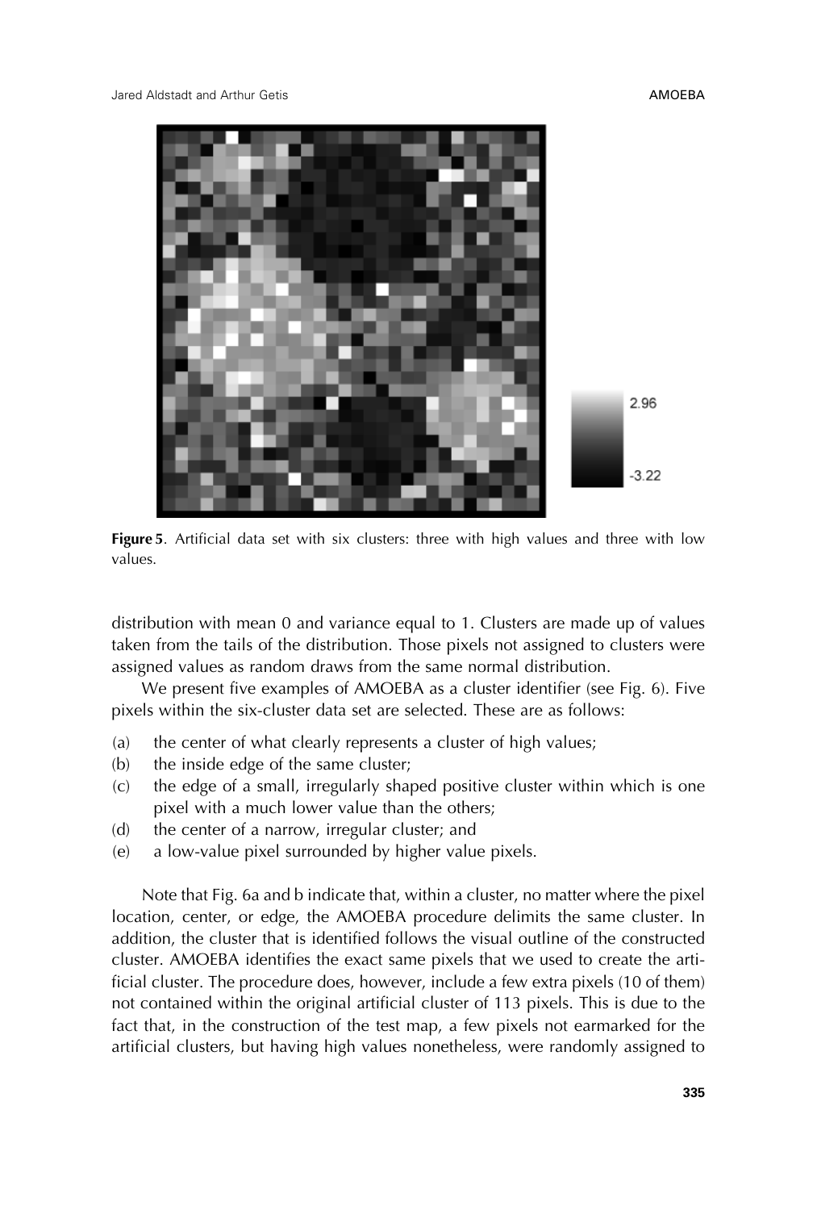**Figure 5**. Artificial data set with six clusters: three with high values and three with low values.

distribution with mean 0 and variance equal to 1. Clusters are made up of values taken from the tails of the distribution. Those pixels not assigned to clusters were assigned values as random draws from the same normal distribution.

We present five examples of AMOEBA as a cluster identifier (see Fig. 6). Five pixels within the six-cluster data set are selected. These are as follows:

(a) the center of what clearly represents a cluster of high values;
(b) the inside edge of the same cluster;
(c) the edge of a small, irregularly shaped positive cluster within which is one pixel with a much lower value than the others;
(d) the center of a narrow, irregular cluster; and
(e) a low-value pixel surrounded by higher value pixels.

Note that Fig. 6a and b indicate that, within a cluster, no matter where the pixel location, center, or edge, the AMOEBA procedure delimits the same cluster. In addition, the cluster that is identified follows the visual outline of the constructed cluster. AMOEBA identifies the exact same pixels that we used to create the artificial cluster. The procedure does, however, include a few extra pixels (10 of them) not contained within the original artificial cluster of 113 pixels. This is due to the fact that, in the construction of the test map, a few pixels not earmarked for the artificial clusters, but having high values nonetheless, were randomly assigned to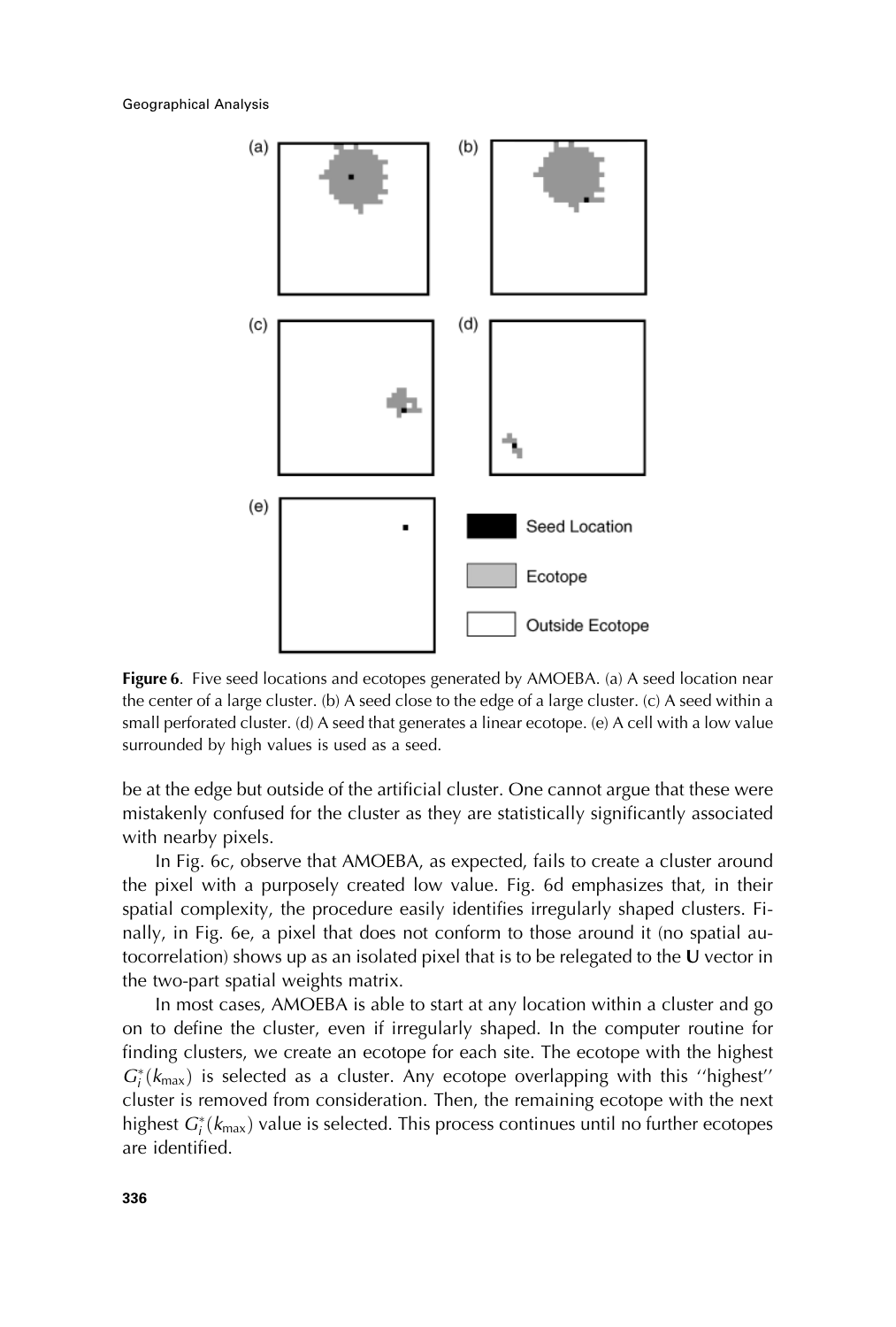Figure 6. Five seed locations and ecotopes generated by AMOEBA. (a) A seed location near the center of a large cluster. (b) A seed close to the edge of a large cluster. (c) A seed within a small perforated cluster. (d) A seed that generates a linear ecotope. (e) A cell with a low value surrounded by high values is used as a seed.

be at the edge but outside of the artificial cluster. One cannot argue that these were mistakenly confused for the cluster as they are statistically significantly associated with nearby pixels.

In Fig. 6c, observe that AMOEBA, as expected, fails to create a cluster around the pixel with a purposely created low value. Fig. 6d emphasizes that, in their spatial complexity, the procedure easily identifies irregularly shaped clusters. Finally, in Fig. 6e, a pixel that does not conform to those around it (no spatial autocorrelation) shows up as an isolated pixel that is to be relegated to the **U** vector in the two-part spatial weights matrix.

In most cases, AMOEBA is able to start at any location within a cluster and go on to define the cluster, even if irregularly shaped. In the computer routine for finding clusters, we create an ecotope for each site. The ecotope with the highest $G_i^*(k_{\max})$ is selected as a cluster. Any ecotope overlapping with this ''highest'' cluster is removed from consideration. Then, the remaining ecotope with the next highest $G_i^*(k_{\max})$ value is selected. This process continues until no further ecotopes are identified.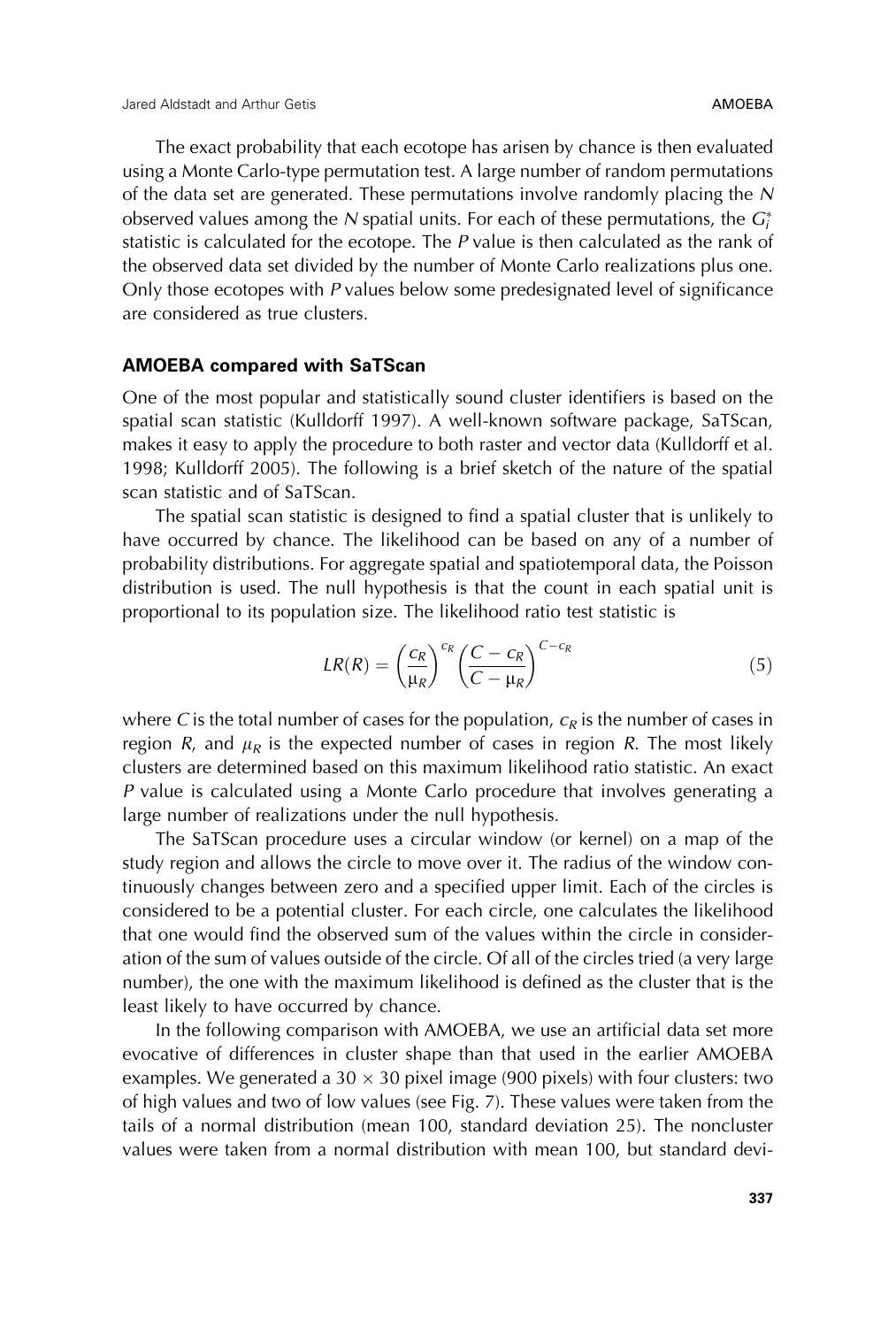The exact probability that each ecotope has arisen by chance is then evaluated using a Monte Carlo-type permutation test. A large number of random permutations of the data set are generated. These permutations involve randomly placing the $N$ observed values among the $N$ spatial units. For each of these permutations, the $G_i^*$ statistic is calculated for the ecotope. The $P$ value is then calculated as the rank of the observed data set divided by the number of Monte Carlo realizations plus one. Only those ecotopes with $P$ values below some predesignated level of significance are considered as true clusters.

### AMOEBA compared with SaTScan

One of the most popular and statistically sound cluster identifiers is based on the spatial scan statistic (Kulldorff 1997). A well-known software package, SaTScan, makes it easy to apply the procedure to both raster and vector data (Kulldorff et al. 1998; Kulldorff 2005). The following is a brief sketch of the nature of the spatial scan statistic and of SaTScan.

The spatial scan statistic is designed to find a spatial cluster that is unlikely to have occurred by chance. The likelihood can be based on any of a number of probability distributions. For aggregate spatial and spatiotemporal data, the Poisson distribution is used. The null hypothesis is that the count in each spatial unit is proportional to its population size. The likelihood ratio test statistic is

$$LR(R) = \left(\frac{c_R}{\mu_R}\right)^{c_R} \left(\frac{C - c_R}{C - \mu_R}\right)^{C - c_R} \tag{5}$$

where $C$ is the total number of cases for the population, $c_R$ is the number of cases in region $R$, and $\mu_R$ is the expected number of cases in region $R$. The most likely clusters are determined based on this maximum likelihood ratio statistic. An exact $P$ value is calculated using a Monte Carlo procedure that involves generating a large number of realizations under the null hypothesis.

The SaTScan procedure uses a circular window (or kernel) on a map of the study region and allows the circle to move over it. The radius of the window continuously changes between zero and a specified upper limit. Each of the circles is considered to be a potential cluster. For each circle, one calculates the likelihood that one would find the observed sum of the values within the circle in consideration of the sum of values outside of the circle. Of all of the circles tried (a very large number), the one with the maximum likelihood is defined as the cluster that is the least likely to have occurred by chance.

In the following comparison with AMOEBA, we use an artificial data set more evocative of differences in cluster shape than that used in the earlier AMOEBA examples. We generated a $30 \times 30$ pixel image (900 pixels) with four clusters: two of high values and two of low values (see Fig. 7). These values were taken from the tails of a normal distribution (mean 100, standard deviation 25). The noncluster values were taken from a normal distribution with mean 100, but standard devi-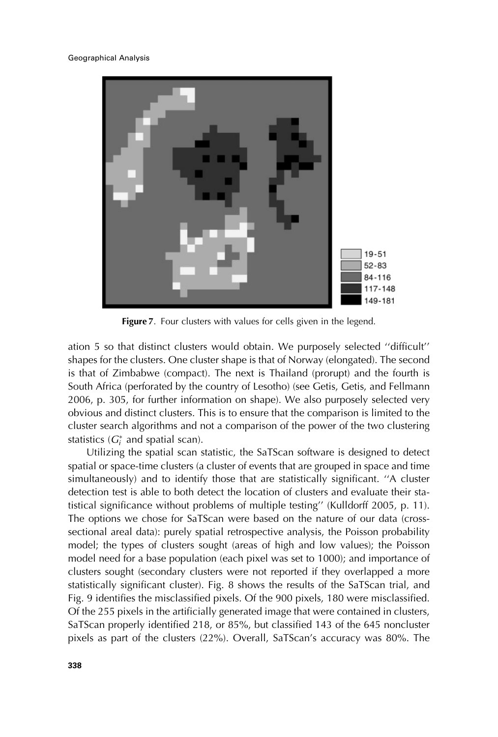Figure 7. Four clusters with values for cells given in the legend.

ation 5 so that distinct clusters would obtain. We purposely selected ''difficult'' shapes for the clusters. One cluster shape is that of Norway (elongated). The second is that of Zimbabwe (compact). The next is Thailand (prorupt) and the fourth is South Africa (perforated by the country of Lesotho) (see Getis, Getis, and Fellmann 2006, p. 305, for further information on shape). We also purposely selected very obvious and distinct clusters. This is to ensure that the comparison is limited to the cluster search algorithms and not a comparison of the power of the two clustering statistics ($G_i^*$ and spatial scan).

Utilizing the spatial scan statistic, the SaTScan software is designed to detect spatial or space-time clusters (a cluster of events that are grouped in space and time simultaneously) and to identify those that are statistically significant. ''A cluster detection test is able to both detect the location of clusters and evaluate their statistical significance without problems of multiple testing'' (Kulldorff 2005, p. 11). The options we chose for SaTScan were based on the nature of our data (cross-sectional areal data): purely spatial retrospective analysis, the Poisson probability model; the types of clusters sought (areas of high and low values); the Poisson model need for a base population (each pixel was set to 1000); and importance of clusters sought (secondary clusters were not reported if they overlapped a more statistically significant cluster). Fig. 8 shows the results of the SaTScan trial, and Fig. 9 identifies the misclassified pixels. Of the 900 pixels, 180 were misclassified. Of the 255 pixels in the artificially generated image that were contained in clusters, SaTScan properly identified 218, or 85%, but classified 143 of the 645 noncluster pixels as part of the clusters (22%). Overall, SaTScan's accuracy was 80%. The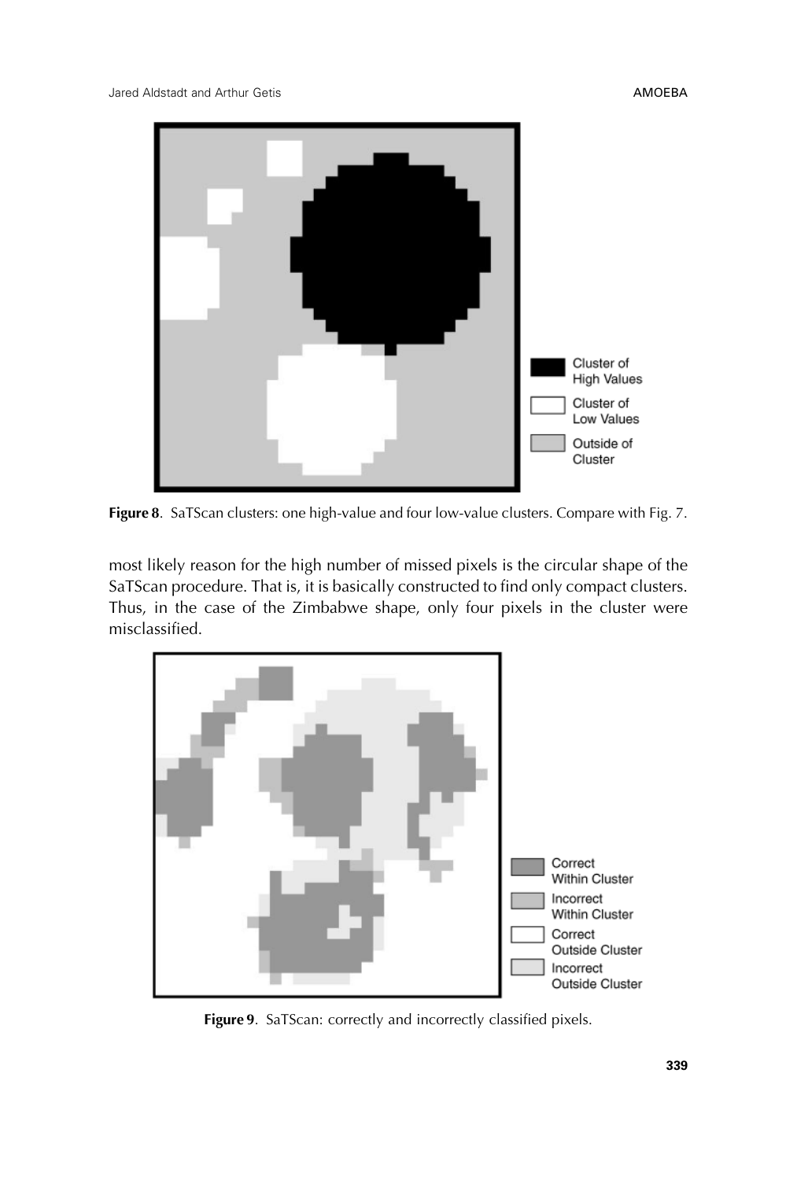Figure 8. SaTScan clusters: one high-value and four low-value clusters. Compare with Fig. 7.

most likely reason for the high number of missed pixels is the circular shape of the SaTScan procedure. That is, it is basically constructed to find only compact clusters. Thus, in the case of the Zimbabwe shape, only four pixels in the cluster were misclassified.

Figure 9. SaTScan: correctly and incorrectly classified pixels.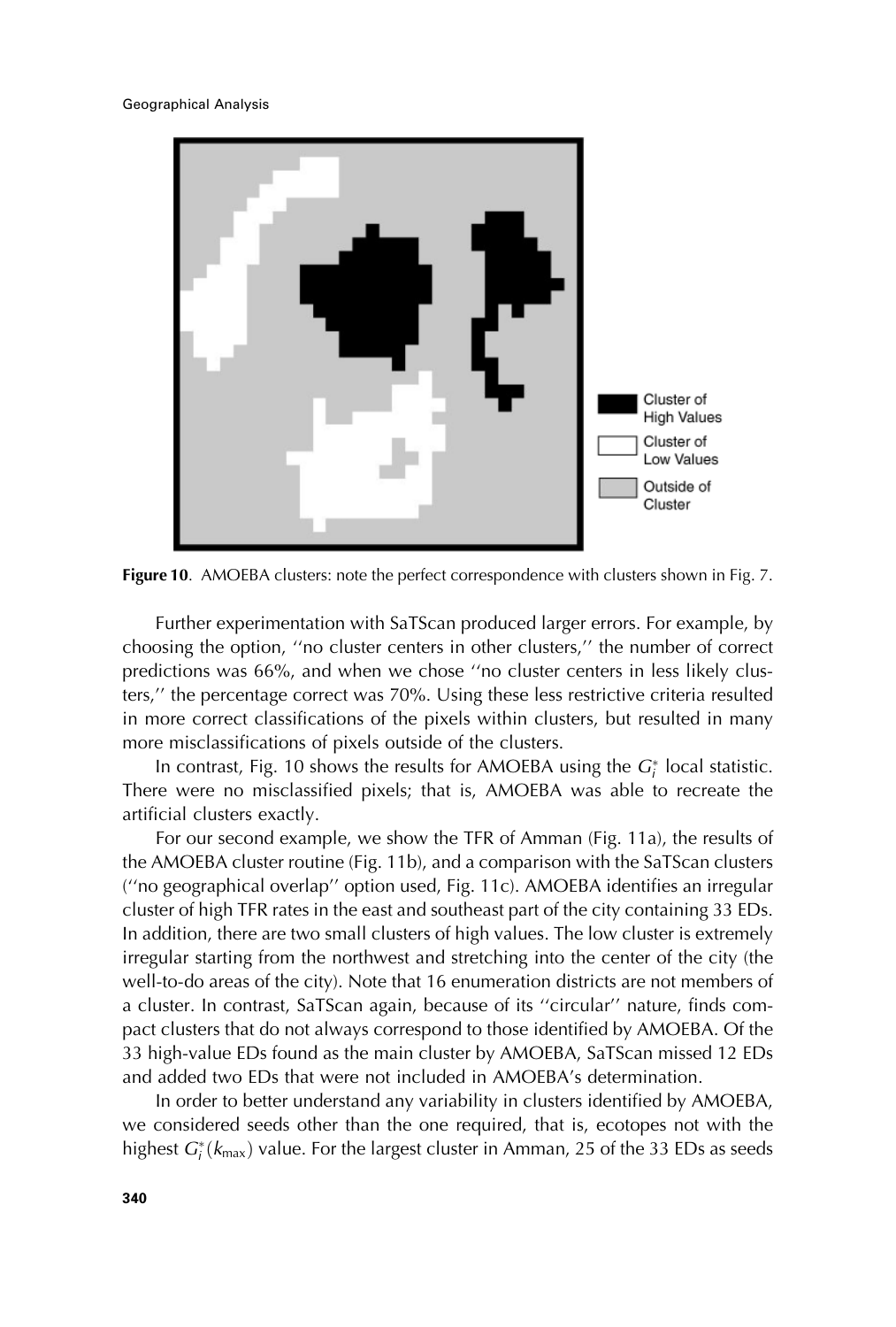Figure 10. AMOEBA clusters: note the perfect correspondence with clusters shown in Fig. 7.

Further experimentation with SaTScan produced larger errors. For example, by choosing the option, ''no cluster centers in other clusters,'' the number of correct predictions was 66%, and when we chose ''no cluster centers in less likely clusters,'' the percentage correct was 70%. Using these less restrictive criteria resulted in more correct classifications of the pixels within clusters, but resulted in many more misclassifications of pixels outside of the clusters.

In contrast, Fig. 10 shows the results for AMOEBA using the $G_i^*$ local statistic. There were no misclassified pixels; that is, AMOEBA was able to recreate the artificial clusters exactly.

For our second example, we show the TFR of Amman (Fig. 11a), the results of the AMOEBA cluster routine (Fig. 11b), and a comparison with the SaTScan clusters (''no geographical overlap'' option used, Fig. 11c). AMOEBA identifies an irregular cluster of high TFR rates in the east and southeast part of the city containing 33 EDs. In addition, there are two small clusters of high values. The low cluster is extremely irregular starting from the northwest and stretching into the center of the city (the well-to-do areas of the city). Note that 16 enumeration districts are not members of a cluster. In contrast, SaTScan again, because of its ''circular'' nature, finds compact clusters that do not always correspond to those identified by AMOEBA. Of the 33 high-value EDs found as the main cluster by AMOEBA, SaTScan missed 12 EDs and added two EDs that were not included in AMOEBA's determination.

In order to better understand any variability in clusters identified by AMOEBA, we considered seeds other than the one required, that is, ecotopes not with the highest $G_i^*(k_{\max})$ value. For the largest cluster in Amman, 25 of the 33 EDs as seeds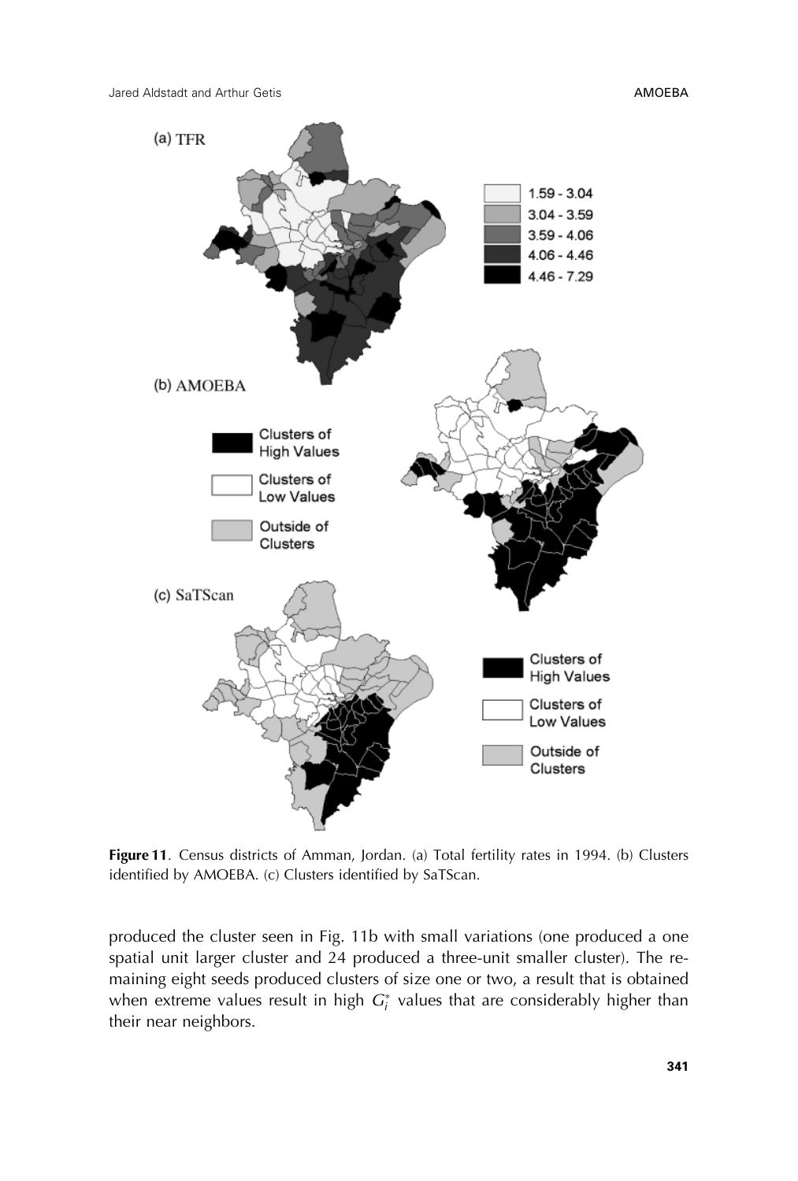Figure 11. Census districts of Amman, Jordan. (a) Total fertility rates in 1994. (b) Clusters identified by AMOEBA. (c) Clusters identified by SaTScan.

produced the cluster seen in Fig. 11b with small variations (one produced a one spatial unit larger cluster and 24 produced a three-unit smaller cluster). The remaining eight seeds produced clusters of size one or two, a result that is obtained when extreme values result in high $G_i^*$ values that are considerably higher than their near neighbors.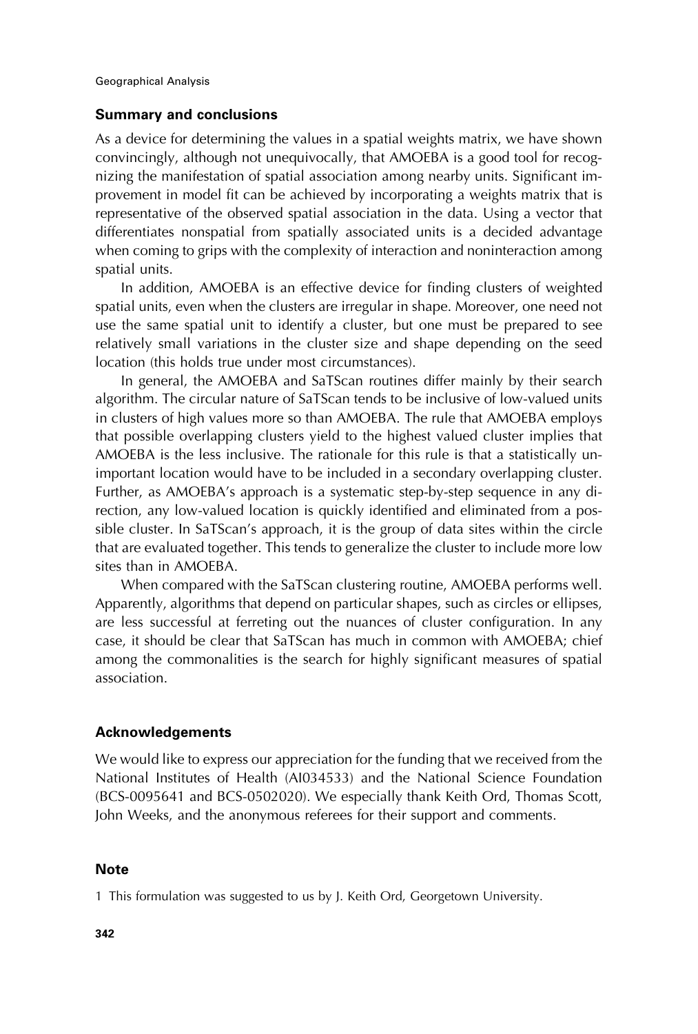## Summary and conclusions

As a device for determining the values in a spatial weights matrix, we have shown convincingly, although not unequivocally, that AMOEBA is a good tool for recognizing the manifestation of spatial association among nearby units. Significant improvement in model fit can be achieved by incorporating a weights matrix that is representative of the observed spatial association in the data. Using a vector that differentiates nonspatial from spatially associated units is a decided advantage when coming to grips with the complexity of interaction and noninteraction among spatial units.

In addition, AMOEBA is an effective device for finding clusters of weighted spatial units, even when the clusters are irregular in shape. Moreover, one need not use the same spatial unit to identify a cluster, but one must be prepared to see relatively small variations in the cluster size and shape depending on the seed location (this holds true under most circumstances).

In general, the AMOEBA and SaTScan routines differ mainly by their search algorithm. The circular nature of SaTScan tends to be inclusive of low-valued units in clusters of high values more so than AMOEBA. The rule that AMOEBA employs that possible overlapping clusters yield to the highest valued cluster implies that AMOEBA is the less inclusive. The rationale for this rule is that a statistically unimportant location would have to be included in a secondary overlapping cluster. Further, as AMOEBA's approach is a systematic step-by-step sequence in any direction, any low-valued location is quickly identified and eliminated from a possible cluster. In SaTScan's approach, it is the group of data sites within the circle that are evaluated together. This tends to generalize the cluster to include more low sites than in AMOEBA.

When compared with the SaTScan clustering routine, AMOEBA performs well. Apparently, algorithms that depend on particular shapes, such as circles or ellipses, are less successful at ferreting out the nuances of cluster configuration. In any case, it should be clear that SaTScan has much in common with AMOEBA; chief among the commonalities is the search for highly significant measures of spatial association.

## Acknowledgements

We would like to express our appreciation for the funding that we received from the National Institutes of Health (AI034533) and the National Science Foundation (BCS-0095641 and BCS-0502020). We especially thank Keith Ord, Thomas Scott, John Weeks, and the anonymous referees for their support and comments.

## Note

1 This formulation was suggested to us by J. Keith Ord, Georgetown University.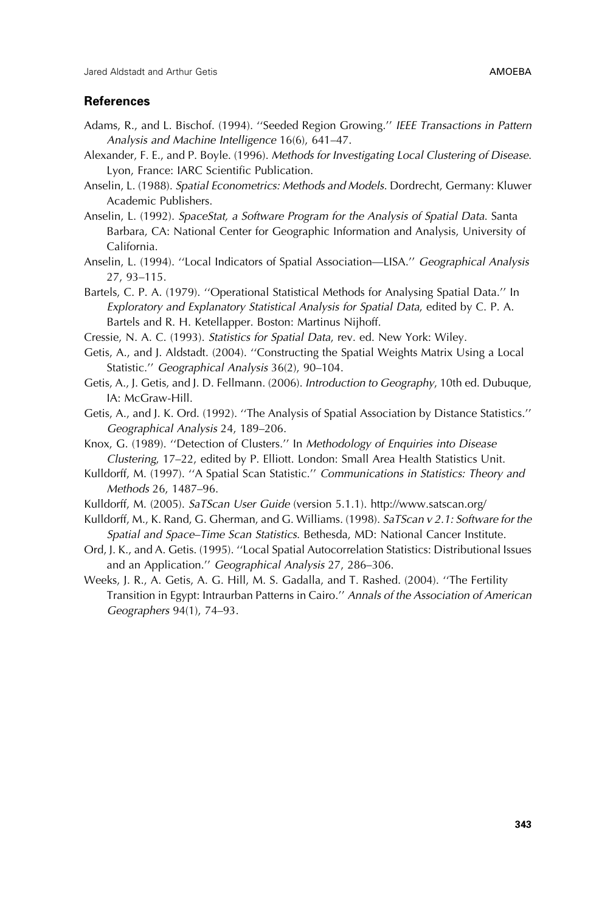## References

Adams, R., and L. Bischof. (1994). ''Seeded Region Growing.'' *IEEE Transactions in Pattern Analysis and Machine Intelligence* 16(6), 641–47.

Alexander, F. E., and P. Boyle. (1996). *Methods for Investigating Local Clustering of Disease*. Lyon, France: IARC Scientific Publication.

Anselin, L. (1988). *Spatial Econometrics: Methods and Models*. Dordrecht, Germany: Kluwer Academic Publishers.

Anselin, L. (1992). *SpaceStat, a Software Program for the Analysis of Spatial Data*. Santa Barbara, CA: National Center for Geographic Information and Analysis, University of California.

Anselin, L. (1994). ''Local Indicators of Spatial Association—LISA.'' *Geographical Analysis* 27, 93–115.

Bartels, C. P. A. (1979). ''Operational Statistical Methods for Analysing Spatial Data.'' In *Exploratory and Explanatory Statistical Analysis for Spatial Data*, edited by C. P. A. Bartels and R. H. Ketellapper. Boston: Martinus Nijhoff.

Cressie, N. A. C. (1993). *Statistics for Spatial Data*, rev. ed. New York: Wiley.

Getis, A., and J. Aldstadt. (2004). ''Constructing the Spatial Weights Matrix Using a Local Statistic.'' *Geographical Analysis* 36(2), 90–104.

Getis, A., J. Getis, and J. D. Fellmann. (2006). *Introduction to Geography*, 10th ed. Dubuque, IA: McGraw-Hill.

Getis, A., and J. K. Ord. (1992). ''The Analysis of Spatial Association by Distance Statistics.'' *Geographical Analysis* 24, 189–206.

Knox, G. (1989). ''Detection of Clusters.'' In *Methodology of Enquiries into Disease Clustering*, 17–22, edited by P. Elliott. London: Small Area Health Statistics Unit.

Kulldorff, M. (1997). ''A Spatial Scan Statistic.'' *Communications in Statistics: Theory and Methods* 26, 1487–96.

Kulldorff, M. (2005). *SaTScan User Guide* (version 5.1.1). http://www.satscan.org/

Kulldorff, M., K. Rand, G. Gherman, and G. Williams. (1998). *SaTScan v 2.1: Software for the Spatial and Space–Time Scan Statistics*. Bethesda, MD: National Cancer Institute.

Ord, J. K., and A. Getis. (1995). ''Local Spatial Autocorrelation Statistics: Distributional Issues and an Application.'' *Geographical Analysis* 27, 286–306.

Weeks, J. R., A. Getis, A. G. Hill, M. S. Gadalla, and T. Rashed. (2004). ''The Fertility Transition in Egypt: Intraurban Patterns in Cairo.'' *Annals of the Association of American Geographers* 94(1), 74–93.